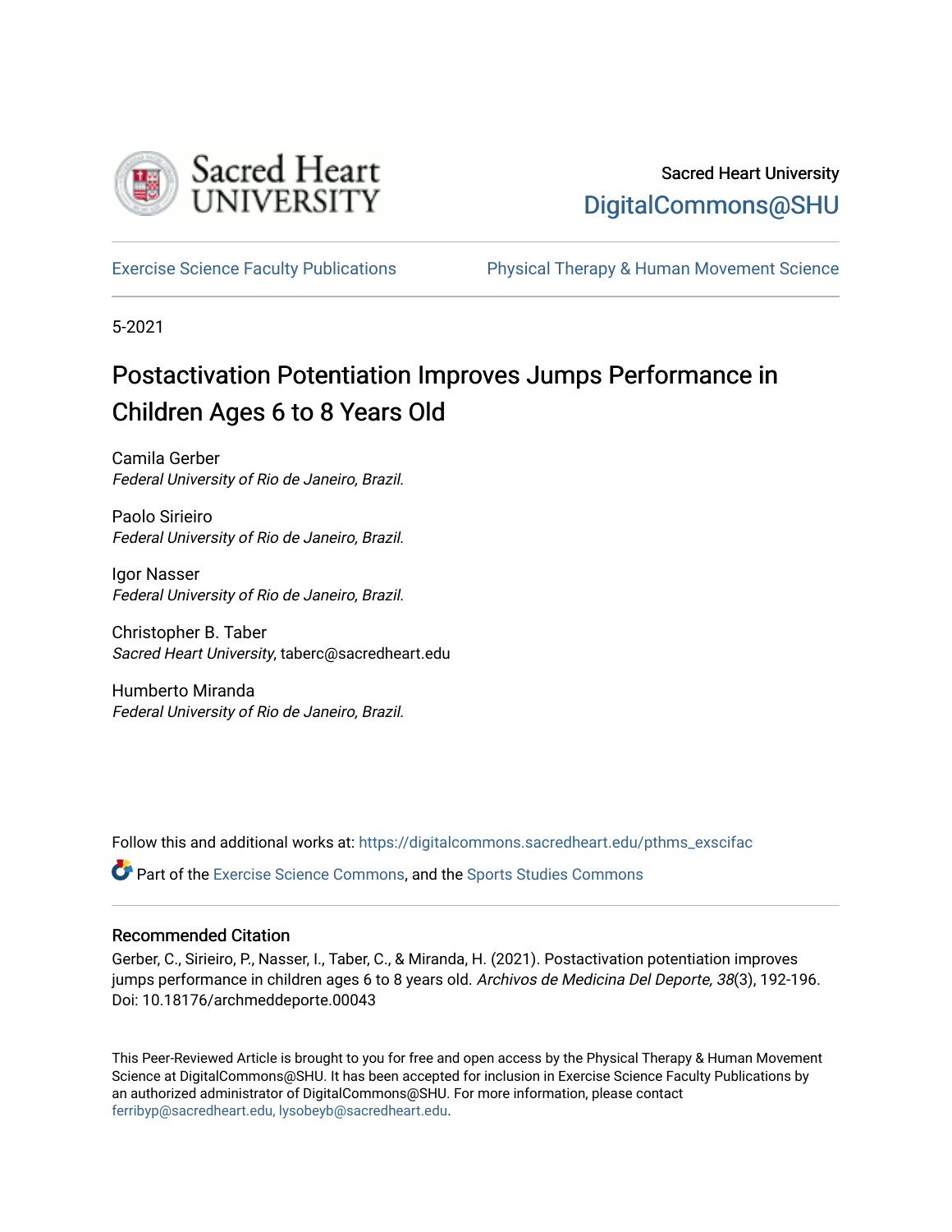Sacred Heart University
DigitalCommons@SHU

Exercise Science Faculty Publications | Physical Therapy & Human Movement Science

5-2021

# Postactivation Potentiation Improves Jumps Performance in Children Ages 6 to 8 Years Old

Camila Gerber
*Federal University of Rio de Janeiro, Brazil.*

Paolo Sirieiro
*Federal University of Rio de Janeiro, Brazil.*

Igor Nasser
*Federal University of Rio de Janeiro, Brazil.*

Christopher B. Taber
*Sacred Heart University*, taberc@sacredheart.edu

Humberto Miranda
*Federal University of Rio de Janeiro, Brazil.*

Follow this and additional works at: https://digitalcommons.sacredheart.edu/pthms_exscifac

Part of the Exercise Science Commons, and the Sports Studies Commons

## Recommended Citation

Gerber, C., Sirieiro, P., Nasser, I., Taber, C., & Miranda, H. (2021). Postactivation potentiation improves jumps performance in children ages 6 to 8 years old. *Archivos de Medicina Del Deporte, 38*(3), 192-196. Doi: 10.18176/archmeddeporte.00043

This Peer-Reviewed Article is brought to you for free and open access by the Physical Therapy & Human Movement Science at DigitalCommons@SHU. It has been accepted for inclusion in Exercise Science Faculty Publications by an authorized administrator of DigitalCommons@SHU. For more information, please contact ferribyp@sacredheart.edu, lysobeyb@sacredheart.edu.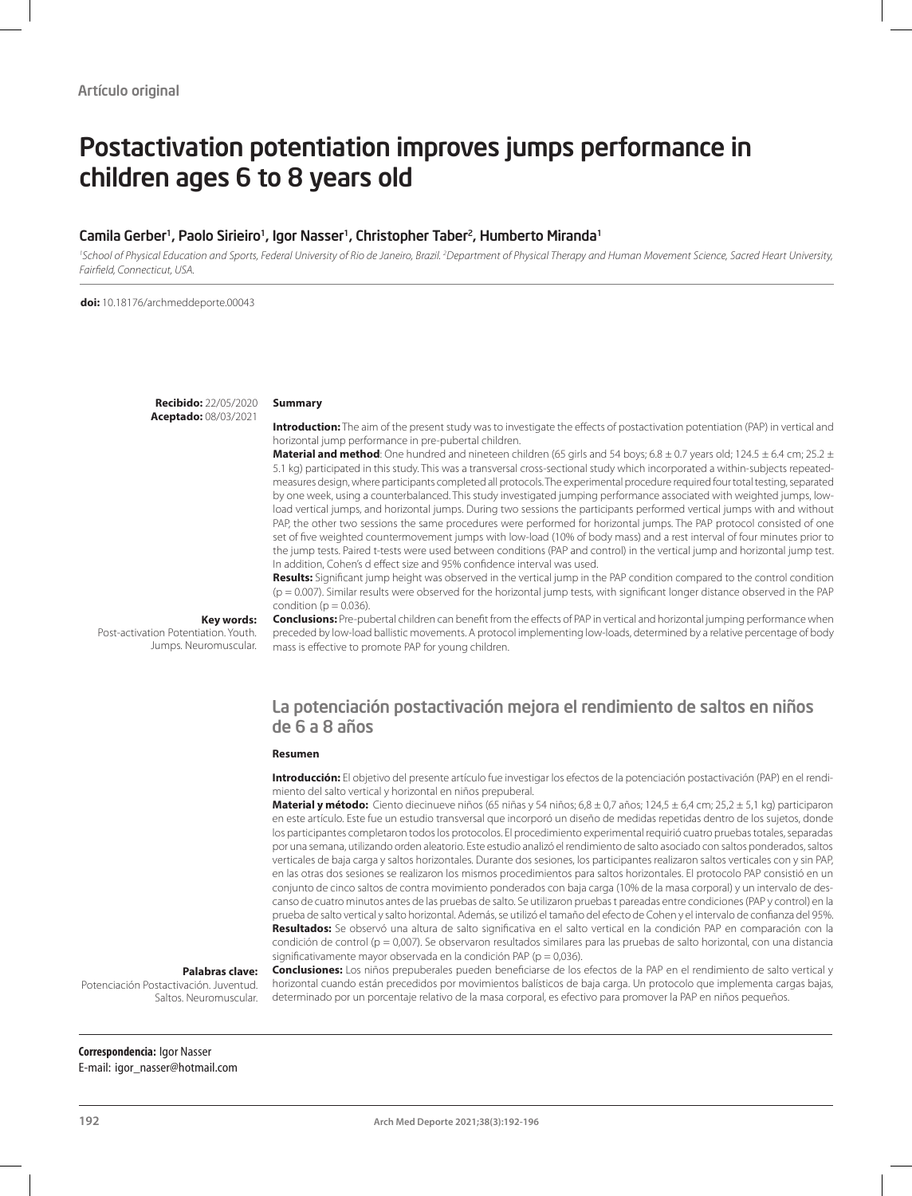Artículo original

# Postactivation potentiation improves jumps performance in children ages 6 to 8 years old

## Camila Gerber[1], Paolo Sirieiro[1], Igor Nasser[1], Christopher Taber[2], Humberto Miranda[1]

*[1]School of Physical Education and Sports, Federal University of Rio de Janeiro, Brazil. [2]Department of Physical Therapy and Human Movement Science, Sacred Heart University, Fairfield, Connecticut, USA.*

**doi:** 10.18176/archmeddeporte.00043

**Recibido:** 22/05/2020
**Aceptado:** 08/03/2021

### Summary

**Introduction:** The aim of the present study was to investigate the effects of postactivation potentiation (PAP) in vertical and horizontal jump performance in pre-pubertal children.

**Material and method**: One hundred and nineteen children (65 girls and 54 boys; 6.8 ± 0.7 years old; 124.5 ± 6.4 cm; 25.2 ± 5.1 kg) participated in this study. This was a transversal cross-sectional study which incorporated a within-subjects repeated-measures design, where participants completed all protocols. The experimental procedure required four total testing, separated by one week, using a counterbalanced. This study investigated jumping performance associated with weighted jumps, low-load vertical jumps, and horizontal jumps. During two sessions the participants performed vertical jumps with and without PAP, the other two sessions the same procedures were performed for horizontal jumps. The PAP protocol consisted of one set of five weighted countermovement jumps with low-load (10% of body mass) and a rest interval of four minutes prior to the jump tests. Paired t-tests were used between conditions (PAP and control) in the vertical jump and horizontal jump test. In addition, Cohen's d effect size and 95% confidence interval was used.

**Results:** Significant jump height was observed in the vertical jump in the PAP condition compared to the control condition ($p = 0.007$). Similar results were observed for the horizontal jump tests, with significant longer distance observed in the PAP condition ($p = 0.036$).

**Conclusions:** Pre-pubertal children can benefit from the effects of PAP in vertical and horizontal jumping performance when preceded by low-load ballistic movements. A protocol implementing low-loads, determined by a relative percentage of body mass is effective to promote PAP for young children.

**Key words:**
Post-activation Potentiation. Youth. Jumps. Neuromuscular.

## La potenciación postactivación mejora el rendimiento de saltos en niños de 6 a 8 años

### Resumen

**Introducción:** El objetivo del presente artículo fue investigar los efectos de la potenciación postactivación (PAP) en el rendimiento del salto vertical y horizontal en niños prepuberal.

**Material y método:** Ciento diecinueve niños (65 niñas y 54 niños; 6,8 ± 0,7 años; 124,5 ± 6,4 cm; 25,2 ± 5,1 kg) participaron en este artículo. Este fue un estudio transversal que incorporó un diseño de medidas repetidas dentro de los sujetos, donde los participantes completaron todos los protocolos. El procedimiento experimental requirió cuatro pruebas totales, separadas por una semana, utilizando orden aleatorio. Este estudio analizó el rendimiento de salto asociado con saltos ponderados, saltos verticales de baja carga y saltos horizontales. Durante dos sesiones, los participantes realizaron saltos verticales con y sin PAP, en las otras dos sesiones se realizaron los mismos procedimientos para saltos horizontales. El protocolo PAP consistió en un conjunto de cinco saltos de contra movimiento ponderados con baja carga (10% de la masa corporal) y un intervalo de descanso de cuatro minutos antes de las pruebas de salto. Se utilizaron pruebas t pareadas entre condiciones (PAP y control) en la prueba de salto vertical y salto horizontal. Además, se utilizó el tamaño del efecto de Cohen y el intervalo de confianza del 95%.

**Resultados:** Se observó una altura de salto significativa en el salto vertical en la condición PAP en comparación con la condición de control ($p = 0{,}007$). Se observaron resultados similares para las pruebas de salto horizontal, con una distancia significativamente mayor observada en la condición PAP ($p = 0{,}036$).

**Conclusiones:** Los niños prepuberales pueden beneficiarse de los efectos de la PAP en el rendimiento de salto vertical y horizontal cuando están precedidos por movimientos balísticos de baja carga. Un protocolo que implementa cargas bajas, determinado por un porcentaje relativo de la masa corporal, es efectivo para promover la PAP en niños pequeños.

**Palabras clave:**
Potenciación Postactivación. Juventud. Saltos. Neuromuscular.

**Correspondencia:** Igor Nasser
E-mail: igor_nasser@hotmail.com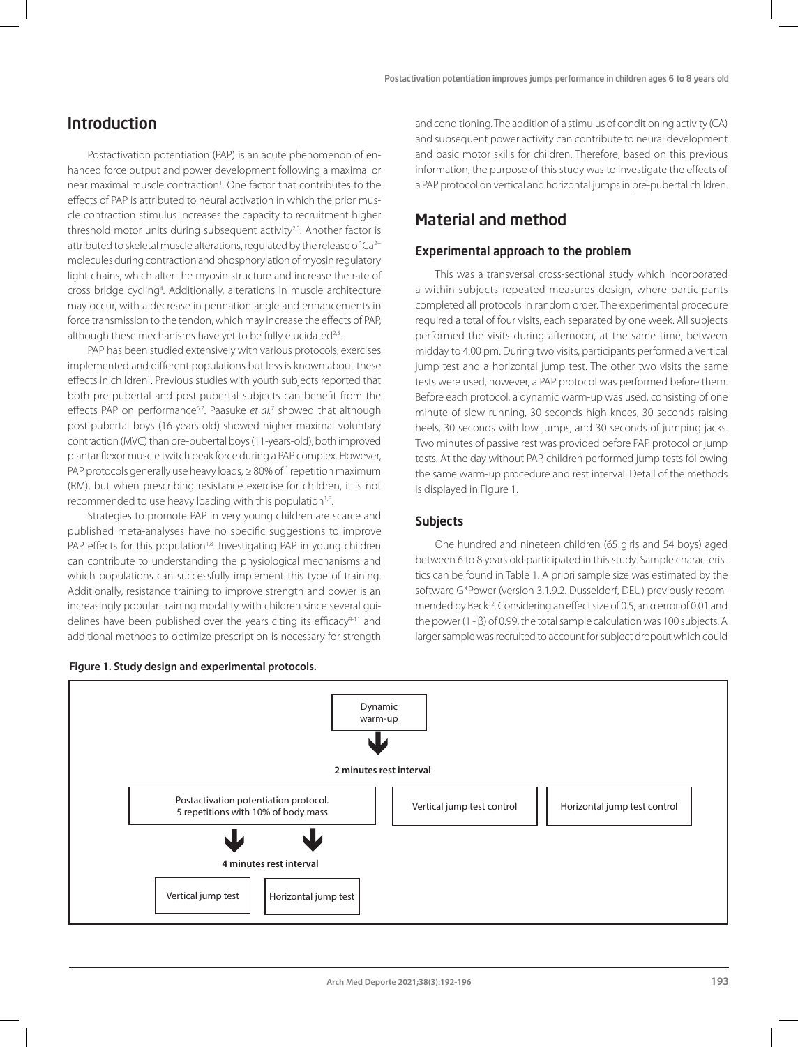## Introduction

Postactivation potentiation (PAP) is an acute phenomenon of enhanced force output and power development following a maximal or near maximal muscle contraction[1]. One factor that contributes to the effects of PAP is attributed to neural activation in which the prior muscle contraction stimulus increases the capacity to recruitment higher threshold motor units during subsequent activity[2,3]. Another factor is attributed to skeletal muscle alterations, regulated by the release of $Ca^{2+}$ molecules during contraction and phosphorylation of myosin regulatory light chains, which alter the myosin structure and increase the rate of cross bridge cycling[4]. Additionally, alterations in muscle architecture may occur, with a decrease in pennation angle and enhancements in force transmission to the tendon, which may increase the effects of PAP, although these mechanisms have yet to be fully elucidated[2,5].

PAP has been studied extensively with various protocols, exercises implemented and different populations but less is known about these effects in children[1]. Previous studies with youth subjects reported that both pre-pubertal and post-pubertal subjects can benefit from the effects PAP on performance[6,7]. Paasuke *et al.*[7] showed that although post-pubertal boys (16-years-old) showed higher maximal voluntary contraction (MVC) than pre-pubertal boys (11-years-old), both improved plantar flexor muscle twitch peak force during a PAP complex. However, PAP protocols generally use heavy loads, ≥ 80% of [1] repetition maximum (RM), but when prescribing resistance exercise for children, it is not recommended to use heavy loading with this population[1,8].

Strategies to promote PAP in very young children are scarce and published meta-analyses have no specific suggestions to improve PAP effects for this population[1,8]. Investigating PAP in young children can contribute to understanding the physiological mechanisms and which populations can successfully implement this type of training. Additionally, resistance training to improve strength and power is an increasingly popular training modality with children since several guidelines have been published over the years citing its efficacy[9-11] and additional methods to optimize prescription is necessary for strength and conditioning. The addition of a stimulus of conditioning activity (CA) and subsequent power activity can contribute to neural development and basic motor skills for children. Therefore, based on this previous information, the purpose of this study was to investigate the effects of a PAP protocol on vertical and horizontal jumps in pre-pubertal children.

## Material and method

### Experimental approach to the problem

This was a transversal cross-sectional study which incorporated a within-subjects repeated-measures design, where participants completed all protocols in random order. The experimental procedure required a total of four visits, each separated by one week. All subjects performed the visits during afternoon, at the same time, between midday to 4:00 pm. During two visits, participants performed a vertical jump test and a horizontal jump test. The other two visits the same tests were used, however, a PAP protocol was performed before them. Before each protocol, a dynamic warm-up was used, consisting of one minute of slow running, 30 seconds high knees, 30 seconds raising heels, 30 seconds with low jumps, and 30 seconds of jumping jacks. Two minutes of passive rest was provided before PAP protocol or jump tests. At the day without PAP, children performed jump tests following the same warm-up procedure and rest interval. Detail of the methods is displayed in Figure 1.

### Subjects

One hundred and nineteen children (65 girls and 54 boys) aged between 6 to 8 years old participated in this study. Sample characteristics can be found in Table 1. A priori sample size was estimated by the software G*Power (version 3.1.9.2. Dusseldorf, DEU) previously recommended by Beck[12]. Considering an effect size of 0.5, an α error of 0.01 and the power (1 - β) of 0.99, the total sample calculation was 100 subjects. A larger sample was recruited to account for subject dropout which could

**Figure 1. Study design and experimental protocols.**

Dynamic warm-up

2 minutes rest interval

Postactivation potentiation protocol. 5 repetitions with 10% of body mass | Vertical jump test control | Horizontal jump test control

4 minutes rest interval

Vertical jump test | Horizontal jump test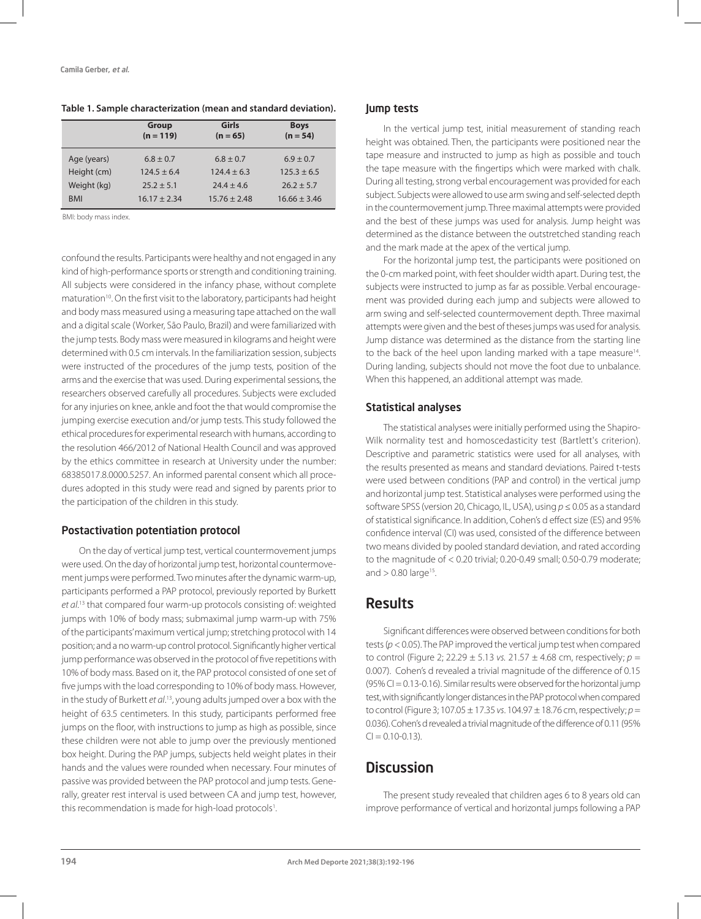**Table 1. Sample characterization (mean and standard deviation).**

| | Group (n = 119) | Girls (n = 65) | Boys (n = 54) |
|---|---|---|---|
| Age (years) | 6.8 ± 0.7 | 6.8 ± 0.7 | 6.9 ± 0.7 |
| Height (cm) | 124.5 ± 6.4 | 124.4 ± 6.3 | 125.3 ± 6.5 |
| Weight (kg) | 25.2 ± 5.1 | 24.4 ± 4.6 | 26.2 ± 5.7 |
| BMI | 16.17 ± 2.34 | 15.76 ± 2.48 | 16.66 ± 3.46 |

BMI: body mass index.

confound the results. Participants were healthy and not engaged in any kind of high-performance sports or strength and conditioning training. All subjects were considered in the infancy phase, without complete maturation[10]. On the first visit to the laboratory, participants had height and body mass measured using a measuring tape attached on the wall and a digital scale (Worker, São Paulo, Brazil) and were familiarized with the jump tests. Body mass were measured in kilograms and height were determined with 0.5 cm intervals. In the familiarization session, subjects were instructed of the procedures of the jump tests, position of the arms and the exercise that was used. During experimental sessions, the researchers observed carefully all procedures. Subjects were excluded for any injuries on knee, ankle and foot the that would compromise the jumping exercise execution and/or jump tests. This study followed the ethical procedures for experimental research with humans, according to the resolution 466/2012 of National Health Council and was approved by the ethics committee in research at University under the number: 68385017.8.0000.5257. An informed parental consent which all procedures adopted in this study were read and signed by parents prior to the participation of the children in this study.

### Postactivation potentiation protocol

On the day of vertical jump test, vertical countermovement jumps were used. On the day of horizontal jump test, horizontal countermovement jumps were performed. Two minutes after the dynamic warm-up, participants performed a PAP protocol, previously reported by Burkett *et al.*[13] that compared four warm-up protocols consisting of: weighted jumps with 10% of body mass; submaximal jump warm-up with 75% of the participants' maximum vertical jump; stretching protocol with 14 position; and a no warm-up control protocol. Significantly higher vertical jump performance was observed in the protocol of five repetitions with 10% of body mass. Based on it, the PAP protocol consisted of one set of five jumps with the load corresponding to 10% of body mass. However, in the study of Burkett *et al.*[13], young adults jumped over a box with the height of 63.5 centimeters. In this study, participants performed free jumps on the floor, with instructions to jump as high as possible, since these children were not able to jump over the previously mentioned box height. During the PAP jumps, subjects held weight plates in their hands and the values were rounded when necessary. Four minutes of passive was provided between the PAP protocol and jump tests. Generally, greater rest interval is used between CA and jump test, however, this recommendation is made for high-load protocols[1].

### Jump tests

In the vertical jump test, initial measurement of standing reach height was obtained. Then, the participants were positioned near the tape measure and instructed to jump as high as possible and touch the tape measure with the fingertips which were marked with chalk. During all testing, strong verbal encouragement was provided for each subject. Subjects were allowed to use arm swing and self-selected depth in the countermovement jump. Three maximal attempts were provided and the best of these jumps was used for analysis. Jump height was determined as the distance between the outstretched standing reach and the mark made at the apex of the vertical jump.

For the horizontal jump test, the participants were positioned on the 0-cm marked point, with feet shoulder width apart. During test, the subjects were instructed to jump as far as possible. Verbal encouragement was provided during each jump and subjects were allowed to arm swing and self-selected countermovement depth. Three maximal attempts were given and the best of theses jumps was used for analysis. Jump distance was determined as the distance from the starting line to the back of the heel upon landing marked with a tape measure[14]. During landing, subjects should not move the foot due to unbalance. When this happened, an additional attempt was made.

### Statistical analyses

The statistical analyses were initially performed using the Shapiro-Wilk normality test and homoscedasticity test (Bartlett's criterion). Descriptive and parametric statistics were used for all analyses, with the results presented as means and standard deviations. Paired t-tests were used between conditions (PAP and control) in the vertical jump and horizontal jump test. Statistical analyses were performed using the software SPSS (version 20, Chicago, IL, USA), using $p \leq 0.05$ as a standard of statistical significance. In addition, Cohen's d effect size (ES) and 95% confidence interval (CI) was used, consisted of the difference between two means divided by pooled standard deviation, and rated according to the magnitude of < 0.20 trivial; 0.20-0.49 small; 0.50-0.79 moderate; and > 0.80 large[15].

## Results

Significant differences were observed between conditions for both tests ($p < 0.05$). The PAP improved the vertical jump test when compared to control (Figure 2; 22.29 ± 5.13 *vs.* 21.57 ± 4.68 cm, respectively; $p = 0.007$). Cohen's d revealed a trivial magnitude of the difference of 0.15 (95% CI = 0.13-0.16). Similar results were observed for the horizontal jump test, with significantly longer distances in the PAP protocol when compared to control (Figure 3; 107.05 ± 17.35 *vs.* 104.97 ± 18.76 cm, respectively; $p = 0.036$). Cohen's d revealed a trivial magnitude of the difference of 0.11 (95% CI = 0.10-0.13).

## Discussion

The present study revealed that children ages 6 to 8 years old can improve performance of vertical and horizontal jumps following a PAP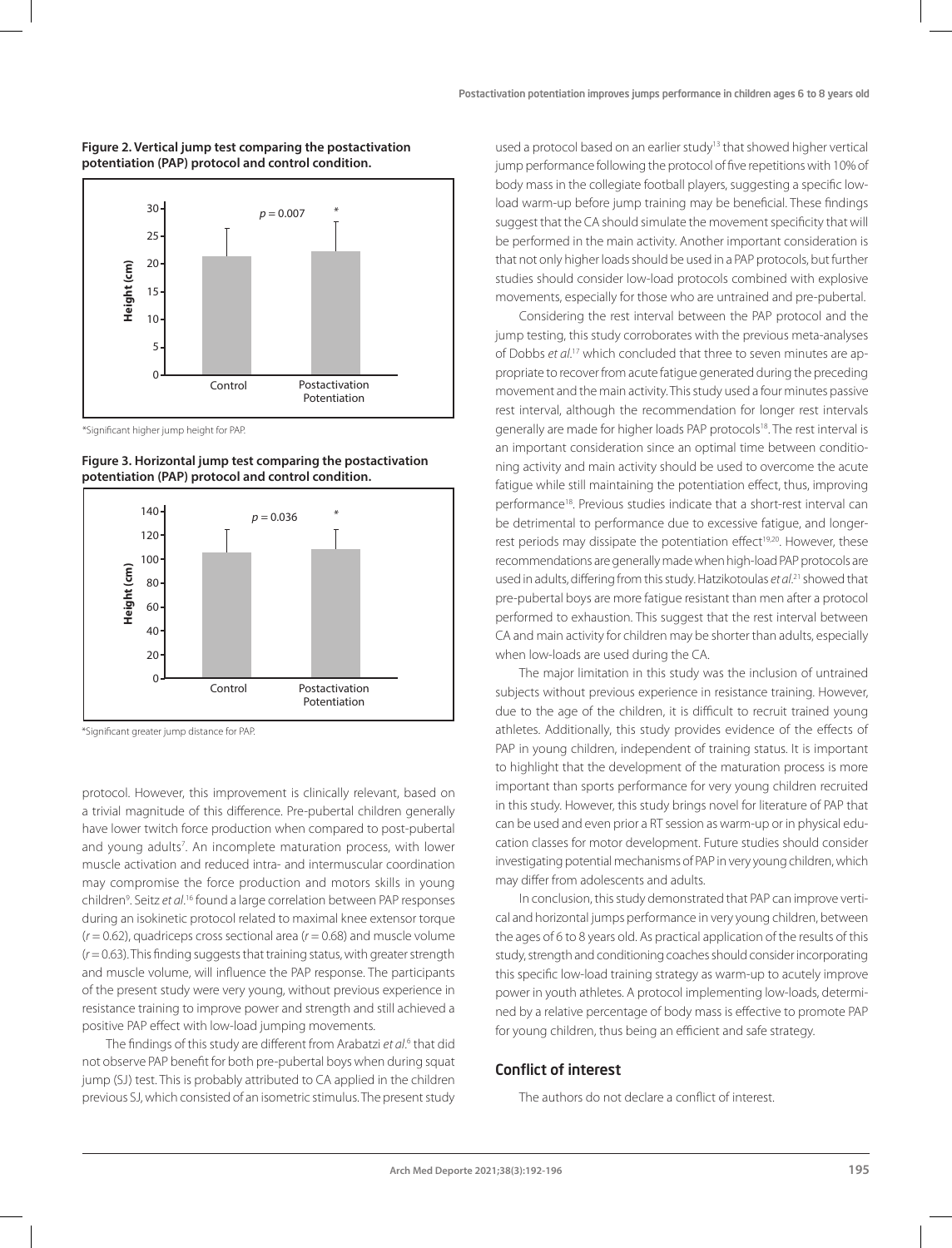**Figure 2. Vertical jump test comparing the postactivation potentiation (PAP) protocol and control condition.**

*Significant higher jump height for PAP.

**Figure 3. Horizontal jump test comparing the postactivation potentiation (PAP) protocol and control condition.**

*Significant greater jump distance for PAP.

protocol. However, this improvement is clinically relevant, based on a trivial magnitude of this difference. Pre-pubertal children generally have lower twitch force production when compared to post-pubertal and young adults[7]. An incomplete maturation process, with lower muscle activation and reduced intra- and intermuscular coordination may compromise the force production and motors skills in young children[9]. Seitz *et al*.[16] found a large correlation between PAP responses during an isokinetic protocol related to maximal knee extensor torque ($r = 0.62$), quadriceps cross sectional area ($r = 0.68$) and muscle volume ($r = 0.63$). This finding suggests that training status, with greater strength and muscle volume, will influence the PAP response. The participants of the present study were very young, without previous experience in resistance training to improve power and strength and still achieved a positive PAP effect with low-load jumping movements.

The findings of this study are different from Arabatzi *et al*.[6] that did not observe PAP benefit for both pre-pubertal boys when during squat jump (SJ) test. This is probably attributed to CA applied in the children previous SJ, which consisted of an isometric stimulus. The present study used a protocol based on an earlier study[13] that showed higher vertical jump performance following the protocol of five repetitions with 10% of body mass in the collegiate football players, suggesting a specific low-load warm-up before jump training may be beneficial. These findings suggest that the CA should simulate the movement specificity that will be performed in the main activity. Another important consideration is that not only higher loads should be used in a PAP protocols, but further studies should consider low-load protocols combined with explosive movements, especially for those who are untrained and pre-pubertal.

Considering the rest interval between the PAP protocol and the jump testing, this study corroborates with the previous meta-analyses of Dobbs *et al*.[17] which concluded that three to seven minutes are appropriate to recover from acute fatigue generated during the preceding movement and the main activity. This study used a four minutes passive rest interval, although the recommendation for longer rest intervals generally are made for higher loads PAP protocols[18]. The rest interval is an important consideration since an optimal time between conditioning activity and main activity should be used to overcome the acute fatigue while still maintaining the potentiation effect, thus, improving performance[18]. Previous studies indicate that a short-rest interval can be detrimental to performance due to excessive fatigue, and longer-rest periods may dissipate the potentiation effect[19,20]. However, these recommendations are generally made when high-load PAP protocols are used in adults, differing from this study. Hatzikotoulas *et al*.[21] showed that pre-pubertal boys are more fatigue resistant than men after a protocol performed to exhaustion. This suggest that the rest interval between CA and main activity for children may be shorter than adults, especially when low-loads are used during the CA.

The major limitation in this study was the inclusion of untrained subjects without previous experience in resistance training. However, due to the age of the children, it is difficult to recruit trained young athletes. Additionally, this study provides evidence of the effects of PAP in young children, independent of training status. It is important to highlight that the development of the maturation process is more important than sports performance for very young children recruited in this study. However, this study brings novel for literature of PAP that can be used and even prior a RT session as warm-up or in physical education classes for motor development. Future studies should consider investigating potential mechanisms of PAP in very young children, which may differ from adolescents and adults.

In conclusion, this study demonstrated that PAP can improve vertical and horizontal jumps performance in very young children, between the ages of 6 to 8 years old. As practical application of the results of this study, strength and conditioning coaches should consider incorporating this specific low-load training strategy as warm-up to acutely improve power in youth athletes. A protocol implementing low-loads, determined by a relative percentage of body mass is effective to promote PAP for young children, thus being an efficient and safe strategy.

## Conflict of interest

The authors do not declare a conflict of interest.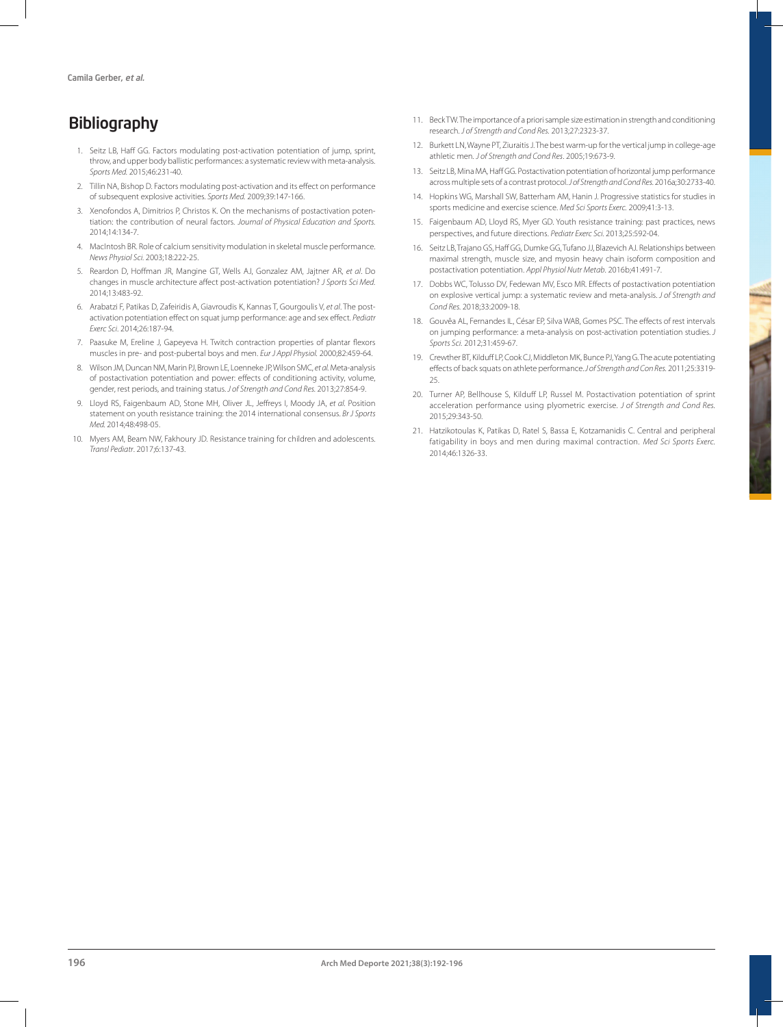## Bibliography

1. Seitz LB, Haff GG. Factors modulating post-activation potentiation of jump, sprint, throw, and upper body ballistic performances: a systematic review with meta-analysis. *Sports Med.* 2015;46:231-40.
2. Tillin NA, Bishop D. Factors modulating post-activation and its effect on performance of subsequent explosive activities. *Sports Med.* 2009;39:147-166.
3. Xenofondos A, Dimitrios P, Christos K. On the mechanisms of postactivation potentiation: the contribution of neural factors. *Journal of Physical Education and Sports.* 2014;14:134-7.
4. MacIntosh BR. Role of calcium sensitivity modulation in skeletal muscle performance. *News Physiol Sci.* 2003;18:222-25.
5. Reardon D, Hoffman JR, Mangine GT, Wells AJ, Gonzalez AM, Jajtner AR, *et al*. Do changes in muscle architecture affect post-activation potentiation? *J Sports Sci Med.* 2014;13:483-92.
6. Arabatzi F, Patikas D, Zafeiridis A, Giavroudis K, Kannas T, Gourgoulis V, *et al*. The post-activation potentiation effect on squat jump performance: age and sex effect. *Pediatr Exerc Sci*. 2014;26:187-94.
7. Paasuke M, Ereline J, Gapeyeva H. Twitch contraction properties of plantar flexors muscles in pre- and post-pubertal boys and men. *Eur J Appl Physiol.* 2000;82:459-64.
8. Wilson JM, Duncan NM, Marin PJ, Brown LE, Loenneke JP, Wilson SMC, *et al.* Meta-analysis of postactivation potentiation and power: effects of conditioning activity, volume, gender, rest periods, and training status. *J of Strength and Cond Res.* 2013;27:854-9.
9. Lloyd RS, Faigenbaum AD, Stone MH, Oliver JL, Jeffreys I, Moody JA, *et al*. Position statement on youth resistance training: the 2014 international consensus. *Br J Sports Med.* 2014;48:498-05.
10. Myers AM, Beam NW, Fakhoury JD. Resistance training for children and adolescents. *Transl Pediatr*. 2017;6:137-43.
11. Beck TW. The importance of a priori sample size estimation in strength and conditioning research. *J of Strength and Cond Res.* 2013;27:2323-37.
12. Burkett LN, Wayne PT, Ziuraitis J. The best warm-up for the vertical jump in college-age athletic men. *J of Strength and Cond Res*. 2005;19:673-9.
13. Seitz LB, Mina MA, Haff GG. Postactivation potentiation of horizontal jump performance across multiple sets of a contrast protocol. *J of Strength and Cond Res.* 2016a;30:2733-40.
14. Hopkins WG, Marshall SW, Batterham AM, Hanin J. Progressive statistics for studies in sports medicine and exercise science. *Med Sci Sports Exerc.* 2009;41:3-13.
15. Faigenbaum AD, Lloyd RS, Myer GD. Youth resistance training: past practices, news perspectives, and future directions. *Pediatr Exerc Sci.* 2013;25:592-04.
16. Seitz LB, Trajano GS, Haff GG, Dumke GG, Tufano JJ, Blazevich AJ. Relationships between maximal strength, muscle size, and myosin heavy chain isoform composition and postactivation potentiation. *Appl Physiol Nutr Metab.* 2016b;41:491-7.
17. Dobbs WC, Tolusso DV, Fedewan MV, Esco MR. Effects of postactivation potentiation on explosive vertical jump: a systematic review and meta-analysis. *J of Strength and Cond Res.* 2018;33:2009-18.
18. Gouvêa AL, Fernandes IL, César EP, Silva WAB, Gomes PSC. The effects of rest intervals on jumping performance: a meta-analysis on post-activation potentiation studies. *J Sports Sci.* 2012;31:459-67.
19. Crewther BT, Kilduff LP, Cook CJ, Middleton MK, Bunce PJ, Yang G. The acute potentiating effects of back squats on athlete performance. *J of Strength and Con Res.* 2011;25:3319-25.
20. Turner AP, Bellhouse S, Kilduff LP, Russel M. Postactivation potentiation of sprint acceleration performance using plyometric exercise. *J of Strength and Cond Res.* 2015;29:343-50.
21. Hatzikotoulas K, Patikas D, Ratel S, Bassa E, Kotzamanidis C. Central and peripheral fatigability in boys and men during maximal contraction. *Med Sci Sports Exerc.* 2014;46:1326-33.